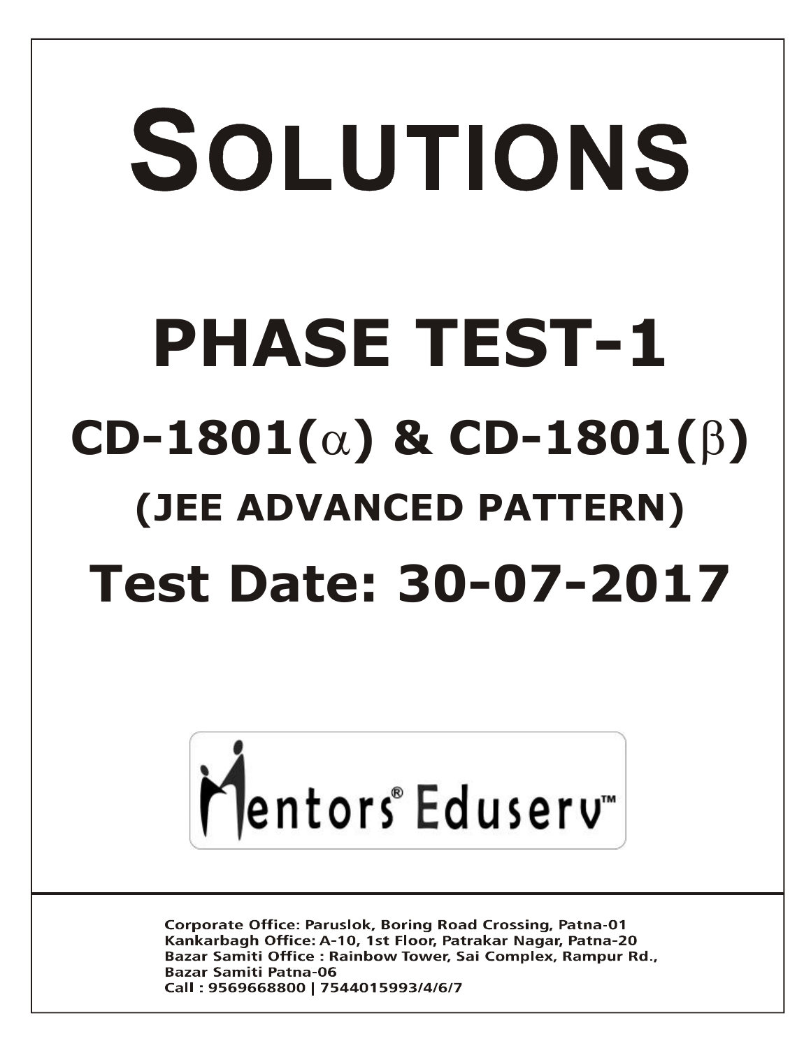# SOLUTIONS

# PHASE TEST-1

## CD-1801($\alpha$) & CD-1801($\beta$)

### (JEE ADVANCED PATTERN)

## Test Date: 30-07-2017

Mentors® Eduserv™

**Corporate Office:** Paruslok, Boring Road Crossing, Patna-01
**Kankarbagh Office:** A-10, 1st Floor, Patrakar Nagar, Patna-20
**Bazar Samiti Office :** Rainbow Tower, Sai Complex, Rampur Rd., Bazar Samiti Patna-06
**Call :** 9569668800 | 7544015993/4/6/7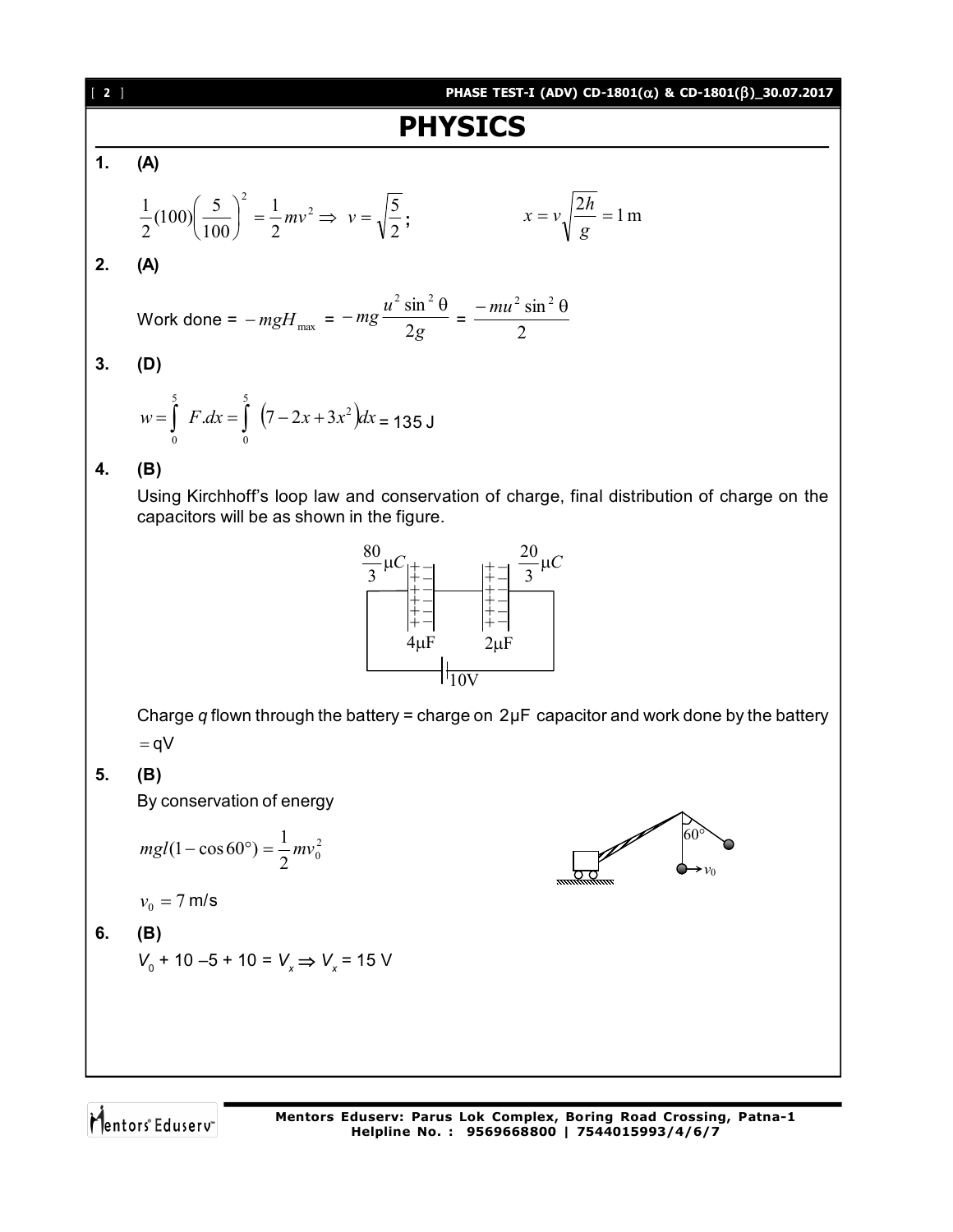# PHYSICS

**1. (A)**

$$\frac{1}{2}(100)\left(\frac{5}{100}\right)^2 = \frac{1}{2}mv^2 \Rightarrow v = \sqrt{\frac{5}{2}}; \qquad x = v\sqrt{\frac{2h}{g}} = 1\text{ m}$$

**2. (A)**

Work done = $-mgH_{\max}$ = $-mg\dfrac{u^2\sin^2\theta}{2g}$ = $\dfrac{-mu^2\sin^2\theta}{2}$

**3. (D)**

$$w = \int_0^5 F.dx = \int_0^5 \left(7 - 2x + 3x^2\right)dx = 135\text{ J}$$

**4. (B)**

Using Kirchhoff's loop law and conservation of charge, final distribution of charge on the capacitors will be as shown in the figure.

$\frac{80}{3}\mu C$ (4μF), $\frac{20}{3}\mu C$ (2μF), 10V

Charge $q$ flown through the battery = charge on 2μF capacitor and work done by the battery $= qV$

**5. (B)**

By conservation of energy

$$mgl(1 - \cos 60°) = \frac{1}{2}mv_0^2$$

$v_0 = 7$ m/s

**6. (B)**

$V_0 + 10 - 5 + 10 = V_x \Rightarrow V_x = 15$ V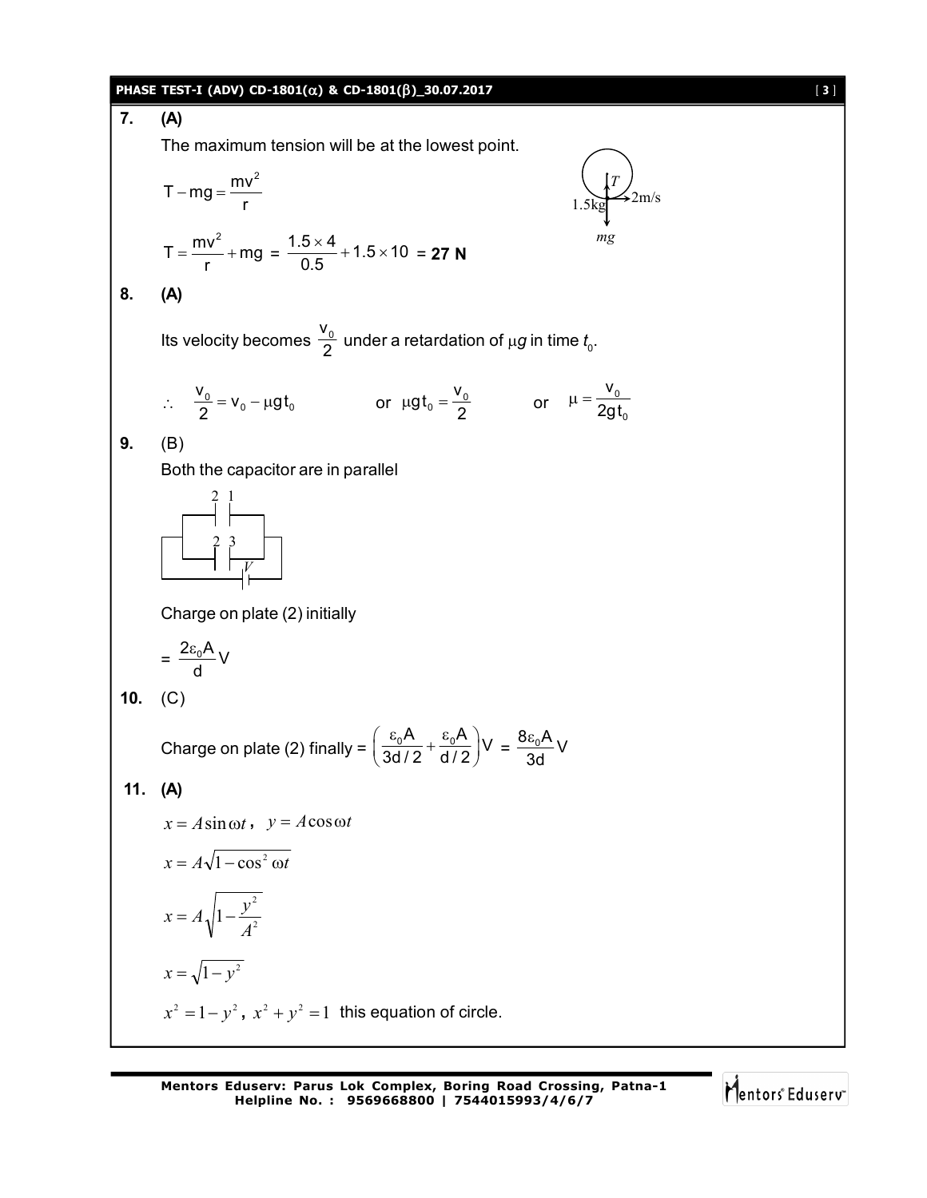**7. (A)**

The maximum tension will be at the lowest point.

$$T - mg = \frac{mv^2}{r}$$

$$T = \frac{mv^2}{r} + mg = \frac{1.5 \times 4}{0.5} + 1.5 \times 10 = \mathbf{27\ N}$$

**8. (A)**

Its velocity becomes $\frac{v_0}{2}$ under a retardation of $\mu g$ in time $t_0$.

$$\therefore \quad \frac{v_0}{2} = v_0 - \mu g t_0 \qquad \text{or} \quad \mu g t_0 = \frac{v_0}{2} \qquad \text{or} \quad \mu = \frac{v_0}{2gt_0}$$

**9.** (B)

Both the capacitor are in parallel

Charge on plate (2) initially

$$= \frac{2\varepsilon_0 A}{d} V$$

**10.** (C)

Charge on plate (2) finally = $\left(\frac{\varepsilon_0 A}{3d/2} + \frac{\varepsilon_0 A}{d/2}\right)V = \frac{8\varepsilon_0 A}{3d} V$

**11. (A)**

$x = A\sin\omega t$, $y = A\cos\omega t$

$$x = A\sqrt{1-\cos^2\omega t}$$

$$x = A\sqrt{1-\frac{y^2}{A^2}}$$

$$x = \sqrt{1-y^2}$$

$x^2 = 1 - y^2$, $x^2 + y^2 = 1$ this equation of circle.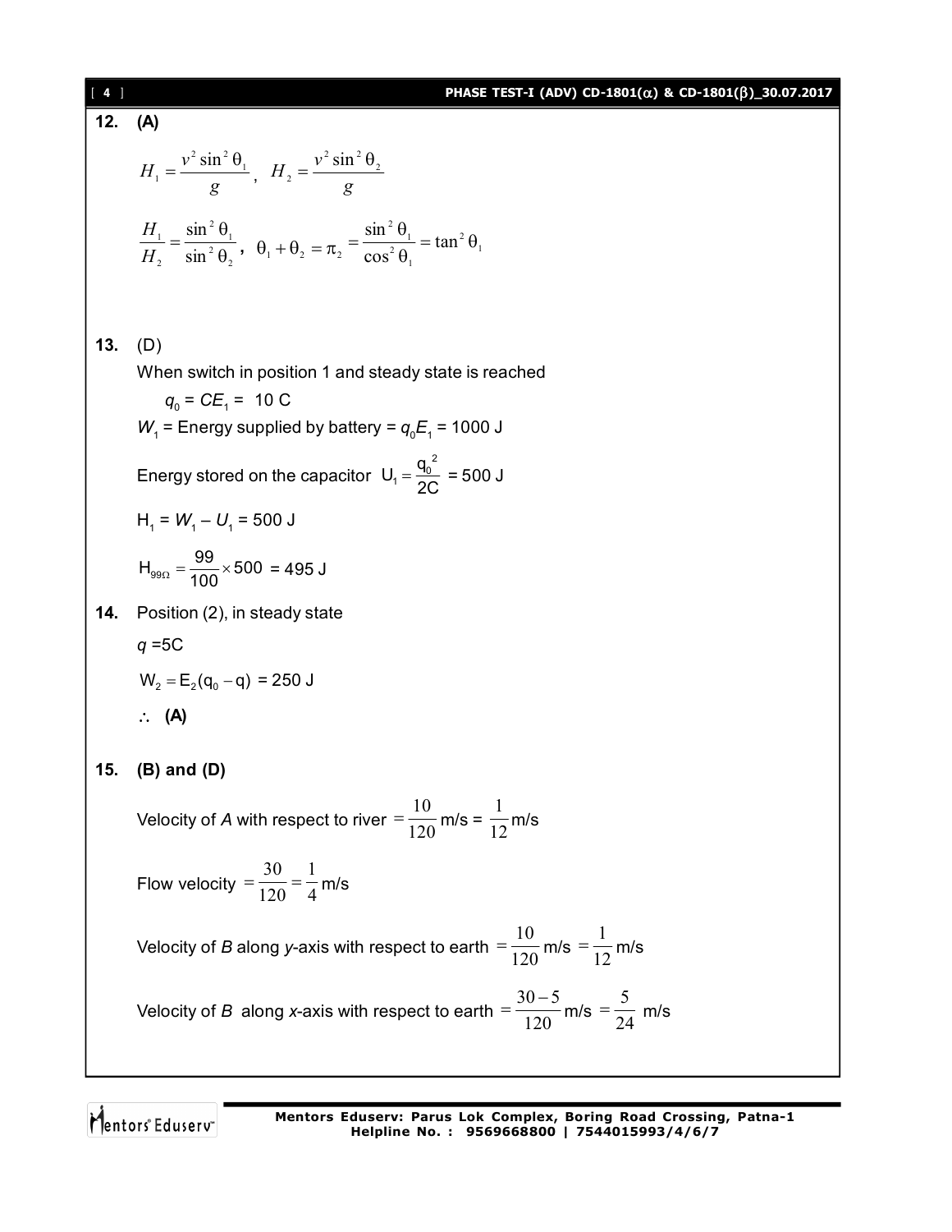**12. (A)**

$$H_1 = \frac{v^2 \sin^2 \theta_1}{g}, \quad H_2 = \frac{v^2 \sin^2 \theta_2}{g}$$

$$\frac{H_1}{H_2} = \frac{\sin^2 \theta_1}{\sin^2 \theta_2}, \quad \theta_1 + \theta_2 = \pi_2 = \frac{\sin^2 \theta_1}{\cos^2 \theta_1} = \tan^2 \theta_1$$

**13.** (D)

When switch in position 1 and steady state is reached

$q_0 = CE_1 =$ 10 C

$W_1$ = Energy supplied by battery = $q_0 E_1$ = 1000 J

Energy stored on the capacitor $U_1 = \frac{q_0^2}{2C}$ = 500 J

$H_1 = W_1 - U_1$ = 500 J

$H_{99\Omega} = \frac{99}{100} \times 500$ = 495 J

**14.** Position (2), in steady state

$q$ =5C

$W_2 = E_2(q_0 - q)$ = 250 J

$\therefore$ **(A)**

**15. (B) and (D)**

Velocity of $A$ with respect to river $= \frac{10}{120}$ m/s = $\frac{1}{12}$ m/s

Flow velocity $= \frac{30}{120} = \frac{1}{4}$ m/s

Velocity of $B$ along $y$-axis with respect to earth $= \frac{10}{120}$ m/s $= \frac{1}{12}$ m/s

Velocity of $B$ along $x$-axis with respect to earth $= \frac{30-5}{120}$ m/s $= \frac{5}{24}$ m/s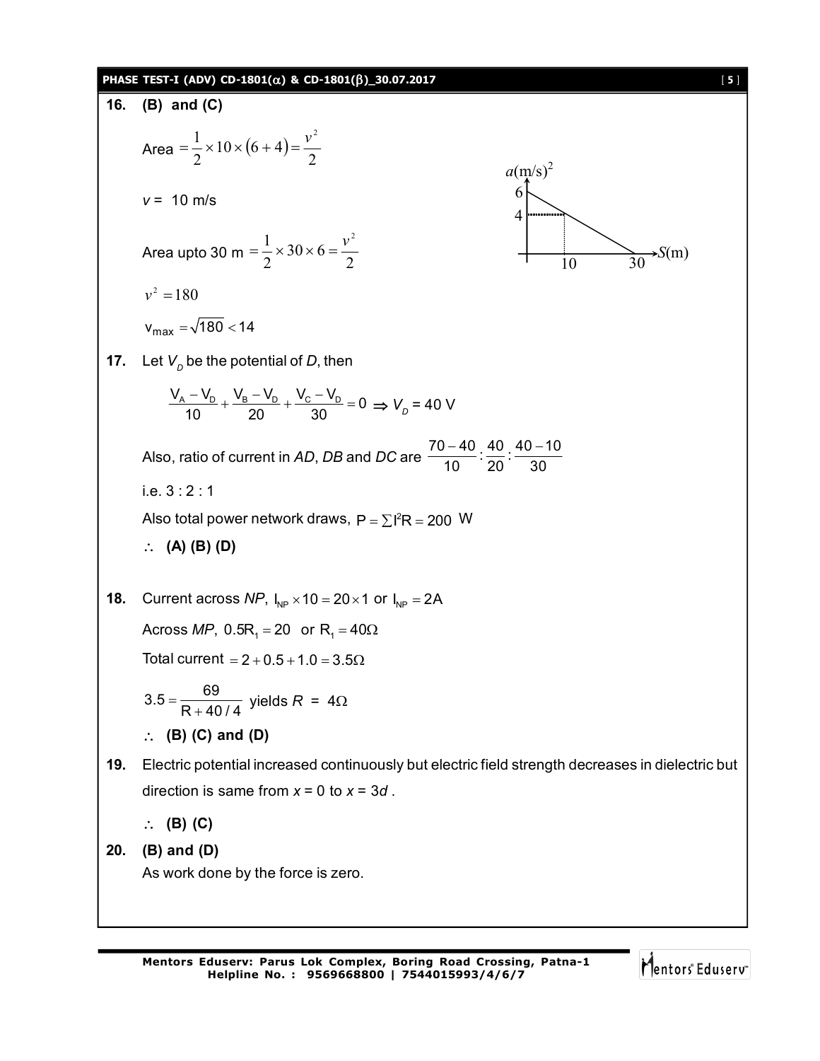**16.** **(B) and (C)**

Area $= \frac{1}{2} \times 10 \times (6+4) = \frac{v^2}{2}$

$v = 10$ m/s

Area upto 30 m $= \frac{1}{2} \times 30 \times 6 = \frac{v^2}{2}$

$v^2 = 180$

$v_{max} = \sqrt{180} < 14$

**17.** Let $V_D$ be the potential of $D$, then

$$\frac{V_A - V_D}{10} + \frac{V_B - V_D}{20} + \frac{V_C - V_D}{30} = 0 \Rightarrow V_D = 40 \text{ V}$$

Also, ratio of current in $AD$, $DB$ and $DC$ are $\frac{70-40}{10} : \frac{40}{20} : \frac{40-10}{30}$

i.e. 3 : 2 : 1

Also total power network draws, $P = \sum I^2 R = 200$ W

$\therefore$ **(A) (B) (D)**

**18.** Current across $NP$, $I_{NP} \times 10 = 20 \times 1$ or $I_{NP} = 2A$

Across $MP$, $0.5R_1 = 20$ or $R_1 = 40\Omega$

Total current $= 2 + 0.5 + 1.0 = 3.5\Omega$

$3.5 = \frac{69}{R + 40/4}$ yields $R = 4\Omega$

$\therefore$ **(B) (C) and (D)**

**19.** Electric potential increased continuously but electric field strength decreases in dielectric but direction is same from $x = 0$ to $x = 3d$ .

$\therefore$ **(B) (C)**

**20.** **(B) and (D)**

As work done by the force is zero.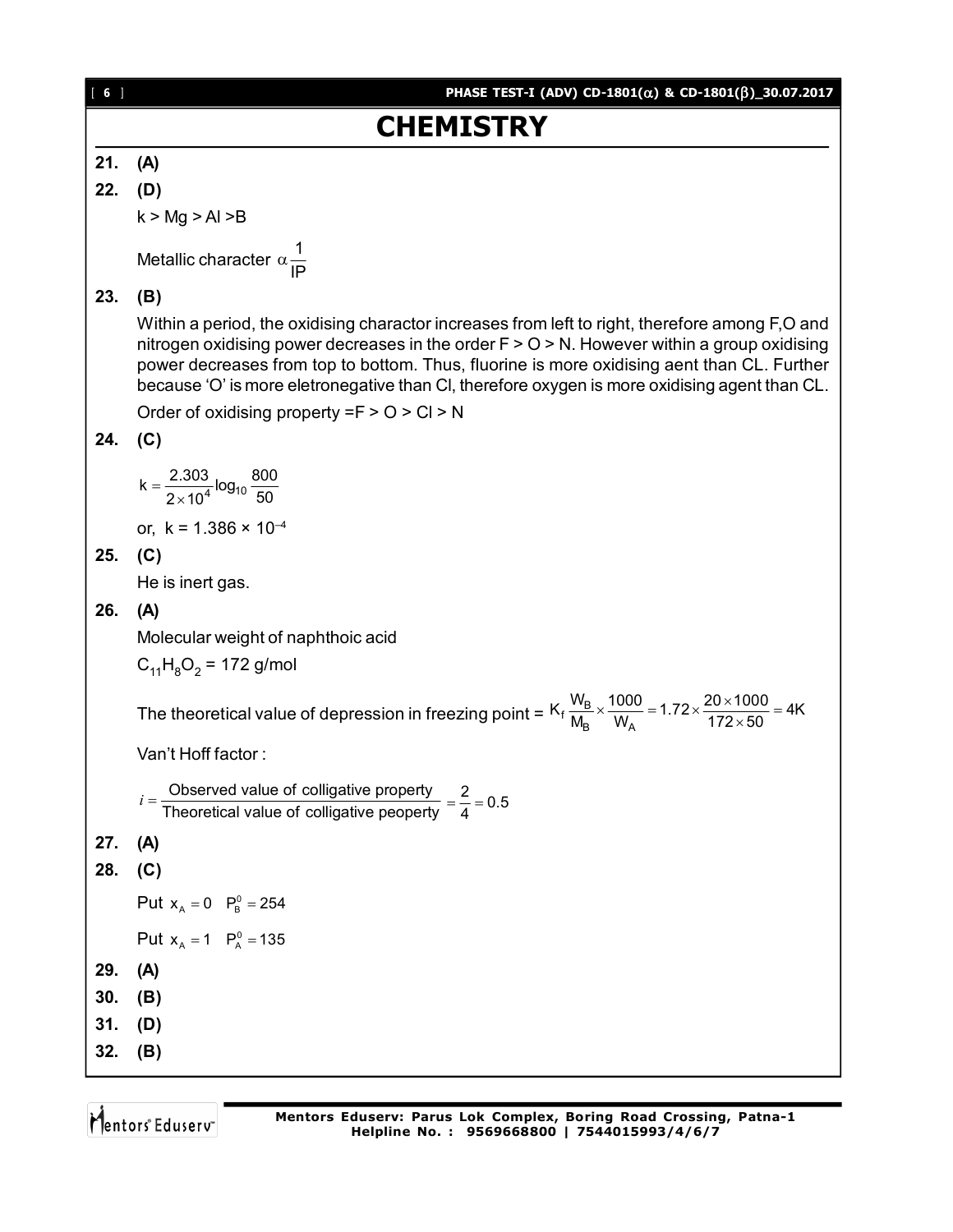# CHEMISTRY

**21. (A)**

**22. (D)**

k > Mg > Al >B

Metallic character $\alpha \frac{1}{IP}$

**23. (B)**

Within a period, the oxidising charactor increases from left to right, therefore among F,O and nitrogen oxidising power decreases in the order F > O > N. However within a group oxidising power decreases from top to bottom. Thus, fluorine is more oxidising aent than CL. Further because 'O' is more eletronegative than Cl, therefore oxygen is more oxidising agent than CL.

Order of oxidising property =F > O > Cl > N

**24. (C)**

$$k = \frac{2.303}{2 \times 10^4} \log_{10} \frac{800}{50}$$

or, $k = 1.386 \times 10^{-4}$

**25. (C)**

He is inert gas.

**26. (A)**

Molecular weight of naphthoic acid

$C_{11}H_8O_2$ = 172 g/mol

The theoretical value of depression in freezing point = $K_f \frac{W_B}{M_B} \times \frac{1000}{W_A} = 1.72 \times \frac{20 \times 1000}{172 \times 50} = 4K$

Van't Hoff factor :

$$i = \frac{\text{Observed value of colligative property}}{\text{Theoretical value of colligative peoperty}} = \frac{2}{4} = 0.5$$

**27. (A)**

**28. (C)**

Put $x_A = 0 \quad P_B^0 = 254$

Put $x_A = 1 \quad P_A^0 = 135$

**29. (A)**

**30. (B)**

**31. (D)**

**32. (B)**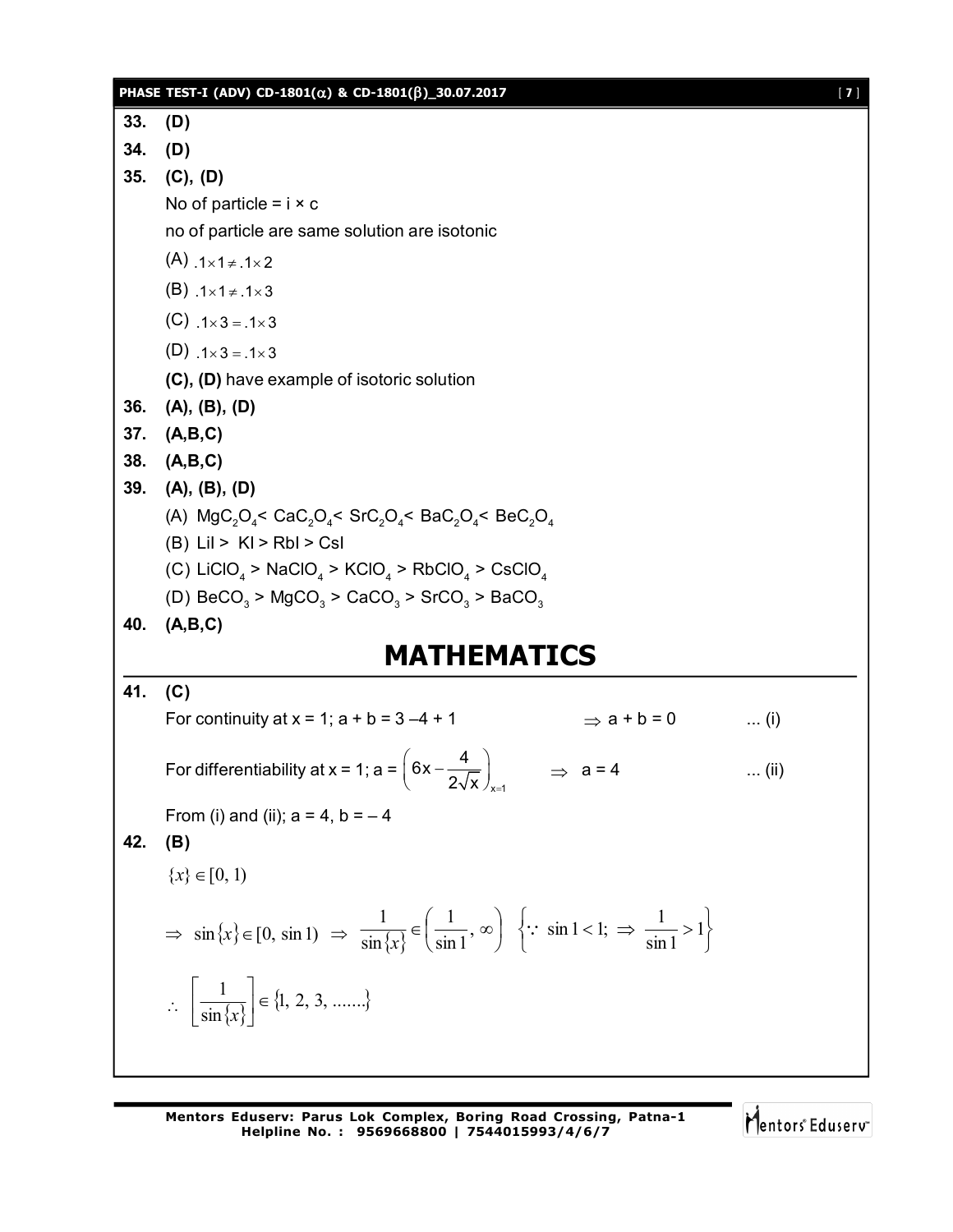**33. (D)**

**34. (D)**

**35. (C), (D)**

No of particle = i × c

no of particle are same solution are isotonic

(A) $.1 \times 1 \neq .1 \times 2$

(B) $.1 \times 1 \neq .1 \times 3$

(C) $.1 \times 3 = .1 \times 3$

(D) $.1 \times 3 = .1 \times 3$

**(C), (D)** have example of isotoric solution

**36. (A), (B), (D)**

**37. (A,B,C)**

**38. (A,B,C)**

**39. (A), (B), (D)**

(A) $MgC_2O_4 < CaC_2O_4 < SrC_2O_4 < BaC_2O_4 < BeC_2O_4$

(B) LiI > KI > RbI > CsI

(C) $LiClO_4 > NaClO_4 > KClO_4 > RbClO_4 > CsClO_4$

(D) $BeCO_3 > MgCO_3 > CaCO_3 > SrCO_3 > BaCO_3$

**40. (A,B,C)**

# MATHEMATICS

**41. (C)**

For continuity at x = 1; a + b = 3 – 4 + 1 $\Rightarrow$ a + b = 0 ... (i)

For differentiability at x = 1; $a = \left(6x - \frac{4}{2\sqrt{x}}\right)_{x=1}$ $\Rightarrow$ a = 4 ... (ii)

From (i) and (ii); a = 4, b = – 4

**42. (B)**

$\{x\} \in [0, 1)$

$$\Rightarrow \sin\{x\} \in [0, \sin 1) \Rightarrow \frac{1}{\sin\{x\}} \in \left(\frac{1}{\sin 1}, \infty\right) \quad \left\{\because \sin 1 < 1; \Rightarrow \frac{1}{\sin 1} > 1\right\}$$

$$\therefore \left[\frac{1}{\sin\{x\}}\right] \in \{1, 2, 3, .......\}$$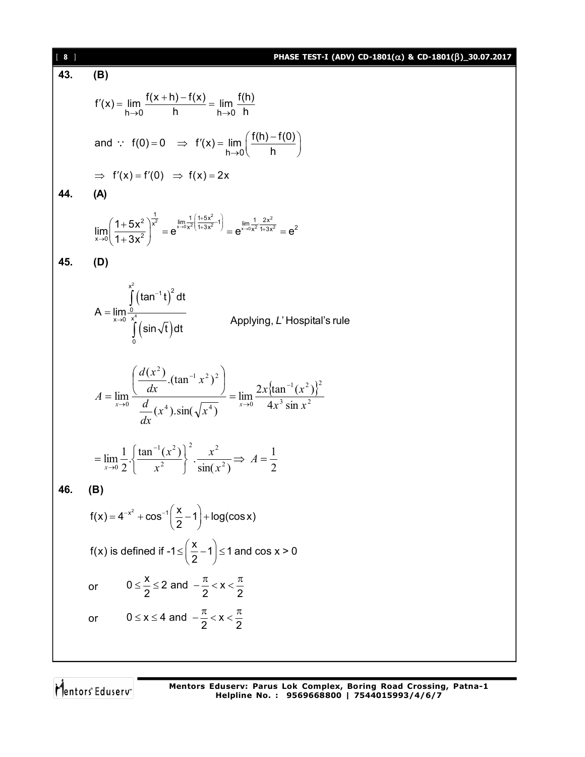**43.** **(B)**

$$f'(x) = \lim_{h\to 0} \frac{f(x+h)-f(x)}{h} = \lim_{h\to 0} \frac{f(h)}{h}$$

and $\because$ $f(0) = 0 \quad \Rightarrow \quad f'(x) = \lim_{h\to 0}\left(\frac{f(h)-f(0)}{h}\right)$

$\Rightarrow \quad f'(x) = f'(0) \quad \Rightarrow \quad f(x) = 2x$

**44.** **(A)**

$$\lim_{x\to 0}\left(\frac{1+5x^2}{1+3x^2}\right)^{\frac{1}{x^2}} = e^{\lim_{x\to 0}\frac{1}{x^2}\left(\frac{1+5x^2}{1+3x^2}-1\right)} = e^{\lim_{x\to 0}\frac{1}{x^2}\cdot\frac{2x^2}{1+3x^2}} = e^2$$

**45.** **(D)**

$$A = \lim_{x\to 0} \frac{\int_0^{x^2}\left(\tan^{-1} t\right)^2 dt}{\int_0^{x^4}\left(\sin\sqrt{t}\right)dt}$$

Applying, *L*' Hospital's rule

$$A = \lim_{x\to 0} \frac{\left(\frac{d(x^2)}{dx}.(\tan^{-1} x^2)^2\right)}{\frac{d}{dx}(x^4).\sin(\sqrt{x^4})} = \lim_{x\to 0} \frac{2x\{\tan^{-1}(x^2)\}^2}{4x^3 \sin x^2}$$

$$= \lim_{x\to 0} \frac{1}{2}.\left\{\frac{\tan^{-1}(x^2)}{x^2}\right\}^2.\frac{x^2}{\sin(x^2)} \Rightarrow A = \frac{1}{2}$$

**46.** **(B)**

$$f(x) = 4^{-x^2} + \cos^{-1}\left(\frac{x}{2}-1\right) + \log(\cos x)$$

$f(x)$ is defined if $-1 \le \left(\frac{x}{2}-1\right) \le 1$ and $\cos x > 0$

or $\quad 0 \le \frac{x}{2} \le 2$ and $-\frac{\pi}{2} < x < \frac{\pi}{2}$

or $\quad 0 \le x \le 4$ and $-\frac{\pi}{2} < x < \frac{\pi}{2}$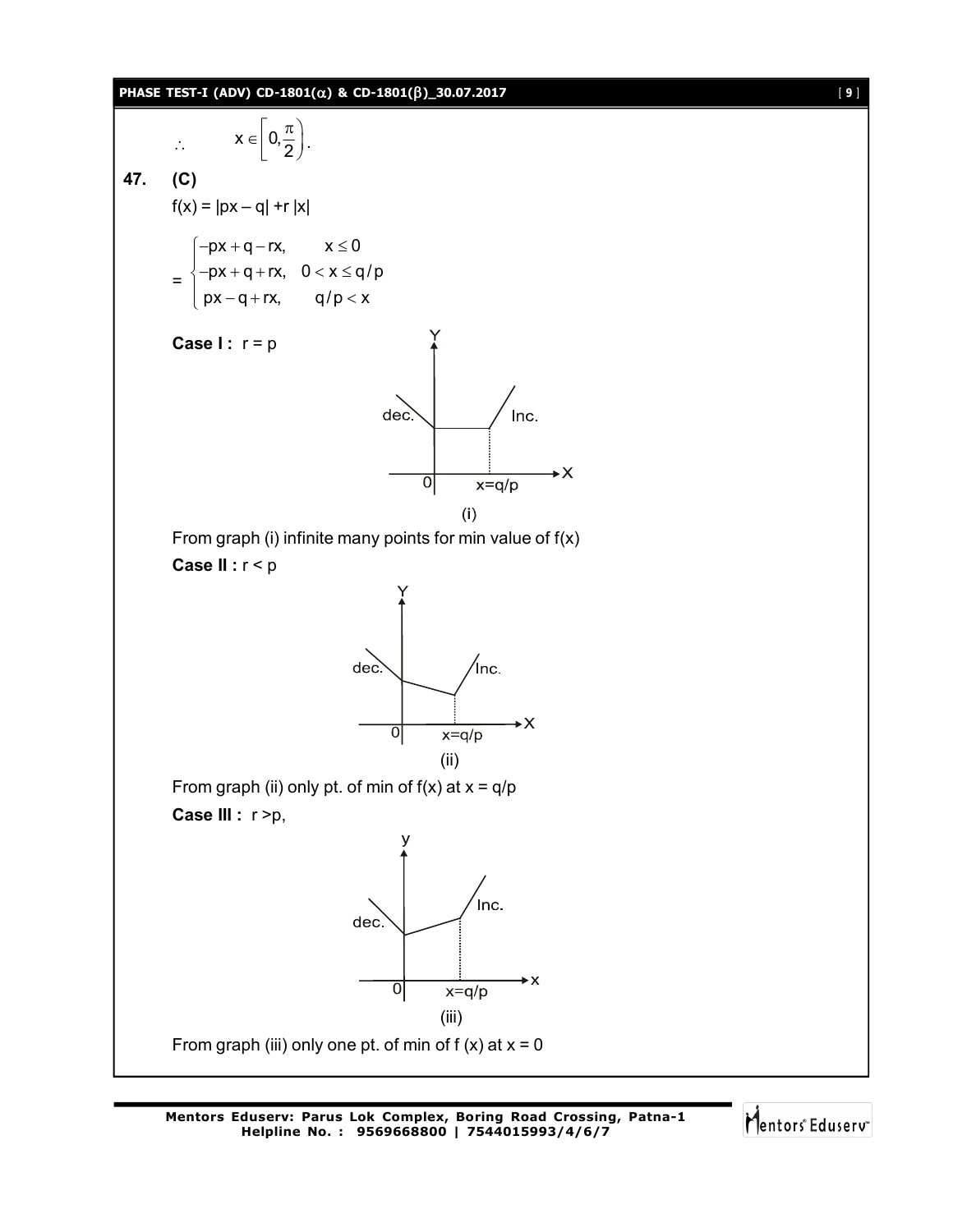$\therefore \quad x \in \left[0, \frac{\pi}{2}\right).$

**47. (C)**

$f(x) = |px - q| + r\,|x|$

$$= \begin{cases} -px + q - rx, & x \le 0 \\ -px + q + rx, & 0 < x \le q/p \\ px - q + rx, & q/p < x \end{cases}$$

**Case I :** $r = p$

(i)

From graph (i) infinite many points for min value of f(x)

**Case II :** $r < p$

(ii)

From graph (ii) only pt. of min of f(x) at $x = q/p$

**Case III :** $r > p$,

(iii)

From graph (iii) only one pt. of min of f (x) at $x = 0$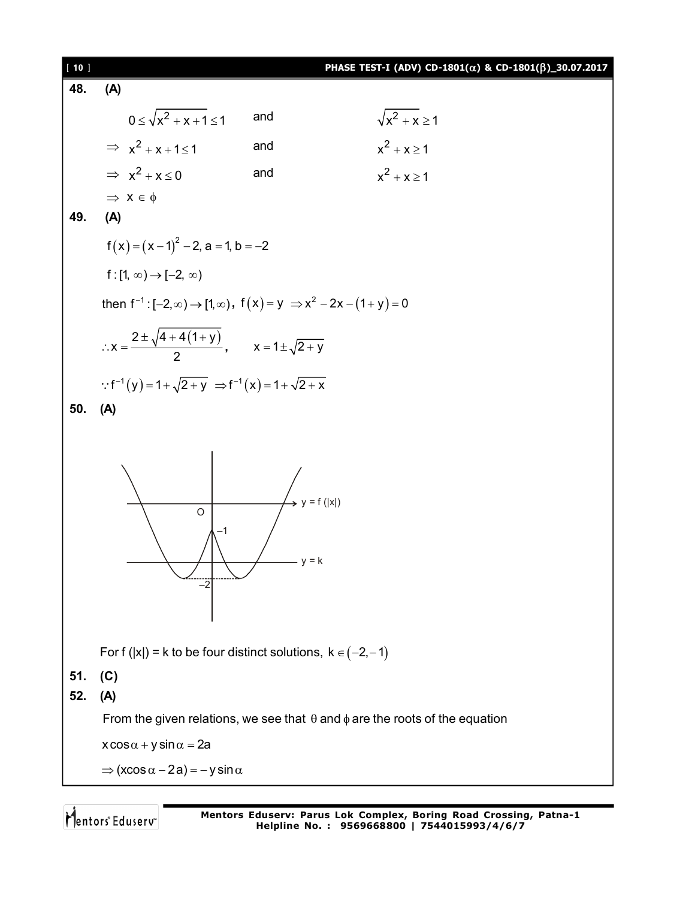**48. (A)**

$$0 \le \sqrt{x^2 + x + 1} \le 1 \quad \text{and} \quad \sqrt{x^2 + x} \ge 1$$

$$\Rightarrow x^2 + x + 1 \le 1 \quad \text{and} \quad x^2 + x \ge 1$$

$$\Rightarrow x^2 + x \le 0 \quad \text{and} \quad x^2 + x \ge 1$$

$$\Rightarrow x \in \phi$$

**49. (A)**

$$f(x) = (x-1)^2 - 2, \ a = 1, b = -2$$

$$f : [1, \infty) \to [-2, \infty)$$

then $f^{-1} : [-2, \infty) \to [1, \infty)$, $f(x) = y \Rightarrow x^2 - 2x - (1 + y) = 0$

$$\therefore x = \frac{2 \pm \sqrt{4 + 4(1+y)}}{2}, \qquad x = 1 \pm \sqrt{2 + y}$$

$$\because f^{-1}(y) = 1 + \sqrt{2 + y} \Rightarrow f^{-1}(x) = 1 + \sqrt{2 + x}$$

**50. (A)**

For f (|x|) = k to be four distinct solutions, $k \in (-2, -1)$

**51. (C)**

**52. (A)**

From the given relations, we see that $\theta$ and $\phi$ are the roots of the equation

$$x \cos\alpha + y \sin\alpha = 2a$$

$$\Rightarrow (x\cos\alpha - 2a) = -y\sin\alpha$$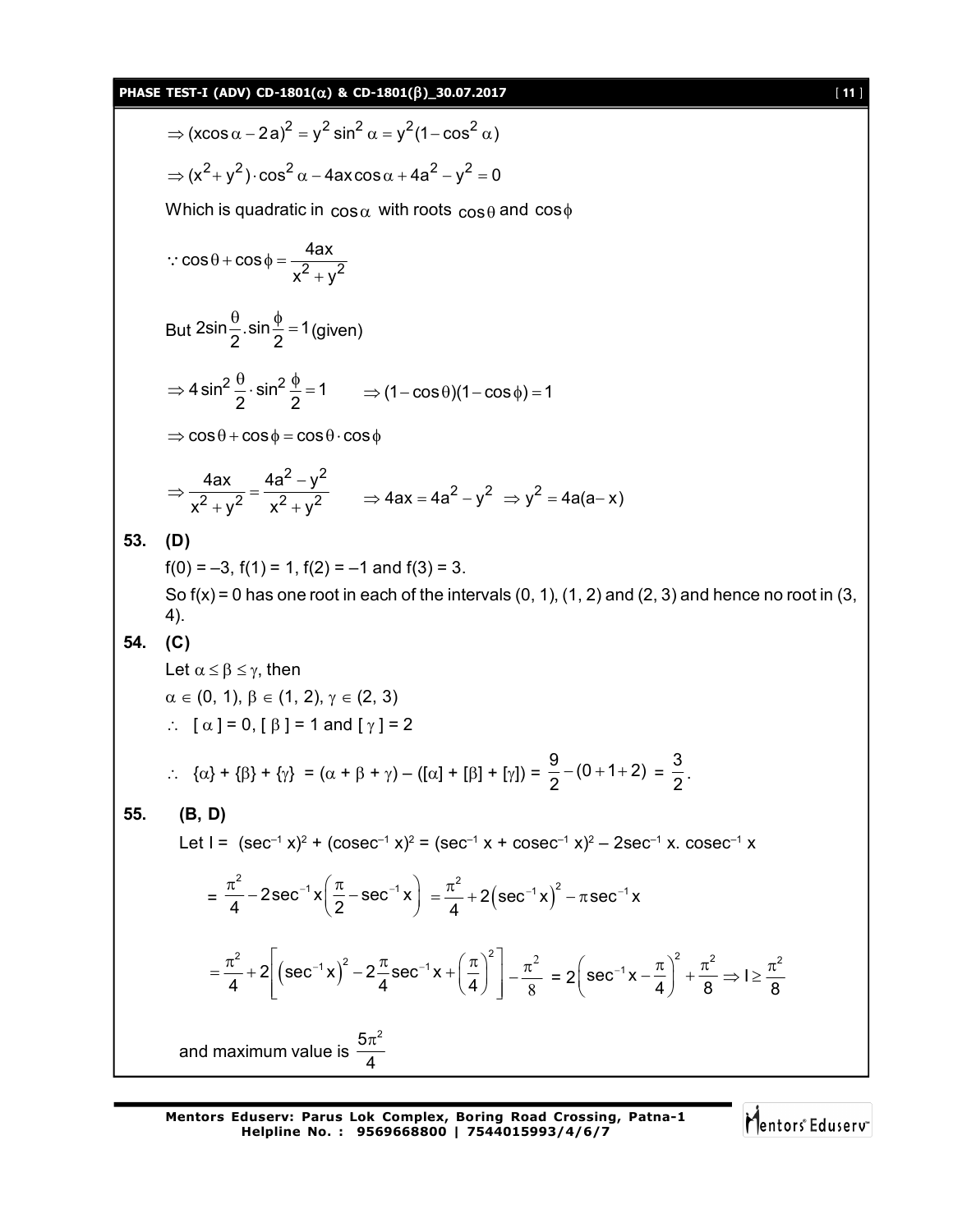$$\Rightarrow (x\cos\alpha - 2a)^2 = y^2\sin^2\alpha = y^2(1-\cos^2\alpha)$$

$$\Rightarrow (x^2+y^2)\cdot\cos^2\alpha - 4ax\cos\alpha + 4a^2 - y^2 = 0$$

Which is quadratic in $\cos\alpha$ with roots $\cos\theta$ and $\cos\phi$

$$\because \cos\theta + \cos\phi = \frac{4ax}{x^2+y^2}$$

But $2\sin\frac{\theta}{2}.\sin\frac{\phi}{2} = 1$(given)

$$\Rightarrow 4\sin^2\frac{\theta}{2}\cdot\sin^2\frac{\phi}{2} = 1 \qquad \Rightarrow (1-\cos\theta)(1-\cos\phi) = 1$$

$$\Rightarrow \cos\theta + \cos\phi = \cos\theta\cdot\cos\phi$$

$$\Rightarrow \frac{4ax}{x^2+y^2} = \frac{4a^2-y^2}{x^2+y^2} \qquad \Rightarrow 4ax = 4a^2 - y^2 \;\Rightarrow y^2 = 4a(a-x)$$

**53. (D)**

f(0) = –3, f(1) = 1, f(2) = –1 and f(3) = 3.

So f(x) = 0 has one root in each of the intervals (0, 1), (1, 2) and (2, 3) and hence no root in (3, 4).

**54. (C)**

Let $\alpha \le \beta \le \gamma$, then

$\alpha \in (0, 1)$, $\beta \in (1, 2)$, $\gamma \in (2, 3)$

$\therefore$ $[\alpha] = 0$, $[\beta] = 1$ and $[\gamma] = 2$

$$\therefore \{\alpha\} + \{\beta\} + \{\gamma\} = (\alpha + \beta + \gamma) - ([\alpha] + [\beta] + [\gamma]) = \frac{9}{2} - (0+1+2) = \frac{3}{2}.$$

**55. (B, D)**

Let I = $(\sec^{-1} x)^2 + (\text{cosec}^{-1} x)^2 = (\sec^{-1} x + \text{cosec}^{-1} x)^2 - 2\sec^{-1} x.\,\text{cosec}^{-1} x$

$$= \frac{\pi^2}{4} - 2\sec^{-1}x\left(\frac{\pi}{2} - \sec^{-1}x\right) = \frac{\pi^2}{4} + 2\left(\sec^{-1}x\right)^2 - \pi\sec^{-1}x$$

$$= \frac{\pi^2}{4} + 2\left[\left(\sec^{-1}x\right)^2 - 2\frac{\pi}{4}\sec^{-1}x + \left(\frac{\pi}{4}\right)^2\right] - \frac{\pi^2}{8} = 2\left(\sec^{-1}x - \frac{\pi}{4}\right)^2 + \frac{\pi^2}{8} \Rightarrow I \ge \frac{\pi^2}{8}$$

and maximum value is $\frac{5\pi^2}{4}$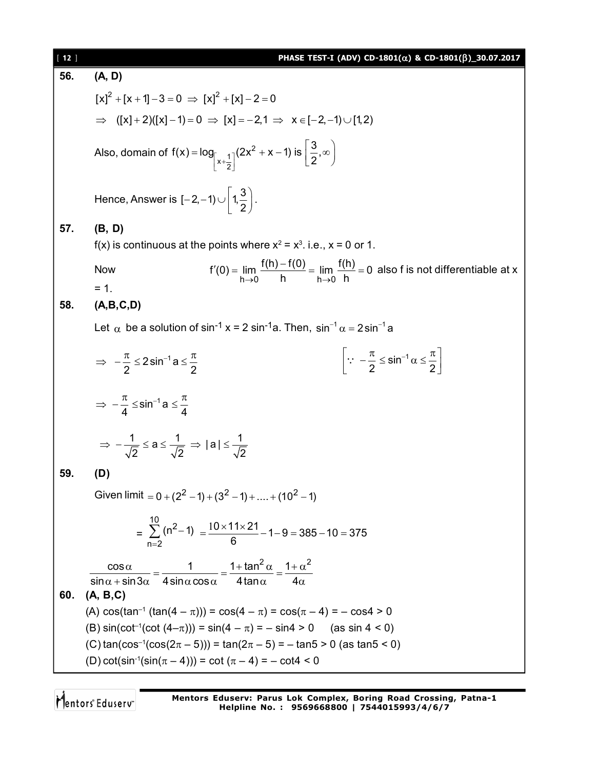**56. (A, D)**

$$[x]^2 + [x+1] - 3 = 0 \Rightarrow [x]^2 + [x] - 2 = 0$$

$$\Rightarrow ([x]+2)([x]-1) = 0 \Rightarrow [x] = -2, 1 \Rightarrow x \in [-2,-1) \cup [1,2)$$

Also, domain of $f(x) = \log_{\left[x+\frac{1}{2}\right]}(2x^2 + x - 1)$ is $\left[\frac{3}{2}, \infty\right)$

Hence, Answer is $[-2,-1) \cup \left[1, \frac{3}{2}\right)$.

**57. (B, D)**

f(x) is continuous at the points where $x^2 = x^3$. i.e., x = 0 or 1.

Now $f'(0) = \lim_{h \to 0} \frac{f(h) - f(0)}{h} = \lim_{h \to 0} \frac{f(h)}{h} = 0$ also f is not differentiable at x = 1.

**58. (A,B,C,D)**

Let $\alpha$ be a solution of $\sin^{-1} x = 2\sin^{-1} a$. Then, $\sin^{-1}\alpha = 2\sin^{-1} a$

$$\Rightarrow -\frac{\pi}{2} \le 2\sin^{-1} a \le \frac{\pi}{2} \qquad \left[\because -\frac{\pi}{2} \le \sin^{-1}\alpha \le \frac{\pi}{2}\right]$$

$$\Rightarrow -\frac{\pi}{4} \le \sin^{-1} a \le \frac{\pi}{4}$$

$$\Rightarrow -\frac{1}{\sqrt{2}} \le a \le \frac{1}{\sqrt{2}} \Rightarrow |a| \le \frac{1}{\sqrt{2}}$$

**59. (D)**

Given limit $= 0 + (2^2 - 1) + (3^2 - 1) + \ldots + (10^2 - 1)$

$$= \sum_{n=2}^{10} (n^2 - 1) = \frac{10 \times 11 \times 21}{6} - 1 - 9 = 385 - 10 = 375$$

$$\frac{\cos\alpha}{\sin\alpha + \sin 3\alpha} = \frac{1}{4\sin\alpha\cos\alpha} = \frac{1 + \tan^2\alpha}{4\tan\alpha} = \frac{1+\alpha^2}{4\alpha}$$

**60. (A, B,C)**

(A) $\cos(\tan^{-1}(\tan(4-\pi))) = \cos(4-\pi) = \cos(\pi - 4) = -\cos 4 > 0$

(B) $\sin(\cot^{-1}(\cot(4-\pi))) = \sin(4-\pi) = -\sin 4 > 0$ (as $\sin 4 < 0$)

(C) $\tan(\cos^{-1}(\cos(2\pi - 5))) = \tan(2\pi - 5) = -\tan 5 > 0$ (as $\tan 5 < 0$)

(D) $\cot(\sin^{-1}(\sin(\pi - 4))) = \cot(\pi - 4) = -\cot 4 < 0$